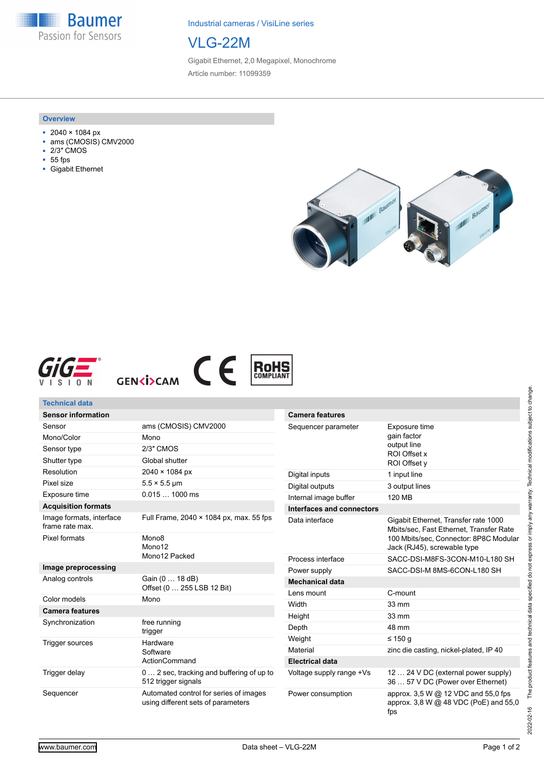Industrial cameras / VisiLine series

# VLG-22M

Gigabit Ethernet, 2,0 Megapixel, Monochrome

Article number: 11099359

## Overview

- 2040 × 1084 px
- ams (CMOSIS) CMV2000
- 2/3″ CMOS
- 55 fps
- Gigabit Ethernet

## Technical data

| Sensor information | |
|---|---|
| Sensor | ams (CMOSIS) CMV2000 |
| Mono/Color | Mono |
| Sensor type | 2/3″ CMOS |
| Shutter type | Global shutter |
| Resolution | 2040 × 1084 px |
| Pixel size | 5.5 × 5.5 µm |
| Exposure time | 0.015 … 1000 ms |
| **Acquisition formats** | |
| Image formats, interface frame rate max. | Full Frame, 2040 × 1084 px, max. 55 fps |
| Pixel formats | Mono8<br>Mono12<br>Mono12 Packed |
| **Image preprocessing** | |
| Analog controls | Gain (0 … 18 dB)<br>Offset (0 … 255 LSB 12 Bit) |
| Color models | Mono |
| **Camera features** | |
| Synchronization | free running<br>trigger |
| Trigger sources | Hardware<br>Software<br>ActionCommand |
| Trigger delay | 0 … 2 sec, tracking and buffering of up to 512 trigger signals |
| Sequencer | Automated control for series of images using different sets of parameters |

| Camera features | |
|---|---|
| Sequencer parameter | Exposure time<br>gain factor<br>output line<br>ROI Offset x<br>ROI Offset y |
| Digital inputs | 1 input line |
| Digital outputs | 3 output lines |
| Internal image buffer | 120 MB |
| **Interfaces and connectors** | |
| Data interface | Gigabit Ethernet, Transfer rate 1000 Mbits/sec, Fast Ethernet, Transfer Rate 100 Mbits/sec, Connector: 8P8C Modular Jack (RJ45), screwable type |
| Process interface | SACC-DSI-M8FS-3CON-M10-L180 SH |
| Power supply | SACC-DSI-M 8MS-6CON-L180 SH |
| **Mechanical data** | |
| Lens mount | C-mount |
| Width | 33 mm |
| Height | 33 mm |
| Depth | 48 mm |
| Weight | ≤ 150 g |
| Material | zinc die casting, nickel-plated, IP 40 |
| **Electrical data** | |
| Voltage supply range +Vs | 12 … 24 V DC (external power supply)<br>36 … 57 V DC (Power over Ethernet) |
| Power consumption | approx. 3,5 W @ 12 VDC and 55,0 fps<br>approx. 3,8 W @ 48 VDC (PoE) and 55,0 fps |

2022-02-16 The product features and technical data specified do not express or imply any warranty. Technical modifications subject to change.

www.baumer.com — Data sheet – VLG-22M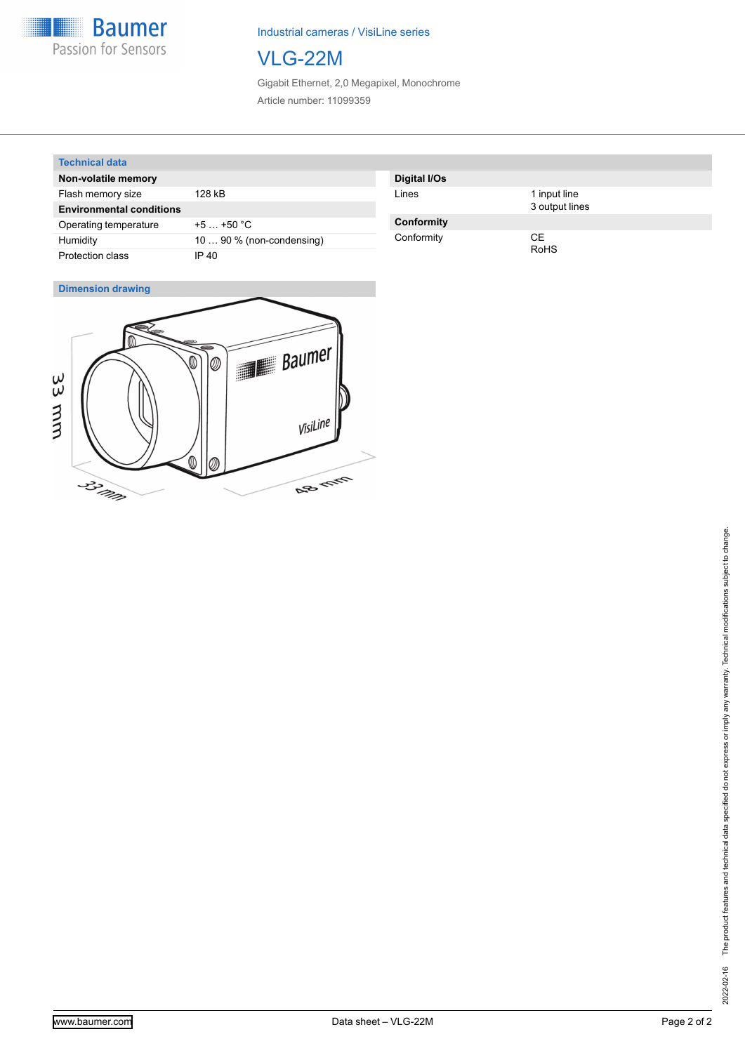Industrial cameras / VisiLine series

# VLG-22M

Gigabit Ethernet, 2,0 Megapixel, Monochrome

Article number: 11099359

## Technical data

| | |
|---|---|
| **Non-volatile memory** | |
| Flash memory size | 128 kB |
| **Environmental conditions** | |
| Operating temperature | +5 … +50 °C |
| Humidity | 10 … 90 % (non-condensing) |
| Protection class | IP 40 |

| | |
|---|---|
| **Digital I/Os** | |
| Lines | 1 input line<br>3 output lines |
| **Conformity** | |
| Conformity | CE<br>RoHS |

## Dimension drawing

33 mm

33 mm

48 mm

2022-02-16 The product features and technical data specified do not express or imply any warranty. Technical modifications subject to change.

www.baumer.com

Data sheet – VLG-22M